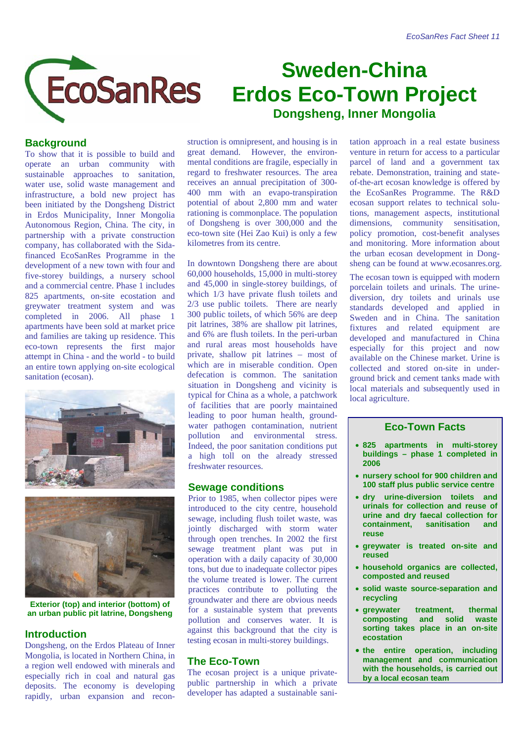# Sweden-China Erdos Eco-Town Project

## Dongsheng, Inner Mongolia

## Background

To show that it is possible to build and operate an urban community with sustainable approaches to sanitation, water use, solid waste management and infrastructure, a bold new project has been initiated by the Dongsheng District in Erdos Municipality, Inner Mongolia Autonomous Region, China. The city, in partnership with a private construction company, has collaborated with the Sida-financed EcoSanRes Programme in the development of a new town with four and five-storey buildings, a nursery school and a commercial centre. Phase 1 includes 825 apartments, on-site ecostation and greywater treatment system and was completed in 2006. All phase 1 apartments have been sold at market price and families are taking up residence. This eco-town represents the first major attempt in China - and the world - to build an entire town applying on-site ecological sanitation (ecosan).

Exterior (top) and interior (bottom) of an urban public pit latrine, Dongsheng

## Introduction

Dongsheng, on the Erdos Plateau of Inner Mongolia, is located in Northern China, in a region well endowed with minerals and especially rich in coal and natural gas deposits. The economy is developing rapidly, urban expansion and reconstruction is omnipresent, and housing is in great demand. However, the environmental conditions are fragile, especially in regard to freshwater resources. The area receives an annual precipitation of 300-400 mm with an evapo-transpiration potential of about 2,800 mm and water rationing is commonplace. The population of Dongsheng is over 300,000 and the eco-town site (Hei Zao Kui) is only a few kilometres from its centre.

In downtown Dongsheng there are about 60,000 households, 15,000 in multi-storey and 45,000 in single-storey buildings, of which 1/3 have private flush toilets and 2/3 use public toilets. There are nearly 300 public toilets, of which 56% are deep pit latrines, 38% are shallow pit latrines, and 6% are flush toilets. In the peri-urban and rural areas most households have private, shallow pit latrines – most of which are in miserable condition. Open defecation is common. The sanitation situation in Dongsheng and vicinity is typical for China as a whole, a patchwork of facilities that are poorly maintained leading to poor human health, groundwater pathogen contamination, nutrient pollution and environmental stress. Indeed, the poor sanitation conditions put a high toll on the already stressed freshwater resources.

## Sewage conditions

Prior to 1985, when collector pipes were introduced to the city centre, household sewage, including flush toilet waste, was jointly discharged with storm water through open trenches. In 2002 the first sewage treatment plant was put in operation with a daily capacity of 30,000 tons, but due to inadequate collector pipes the volume treated is lower. The current practices contribute to polluting the groundwater and there are obvious needs for a sustainable system that prevents pollution and conserves water. It is against this background that the city is testing ecosan in multi-storey buildings.

## The Eco-Town

The ecosan project is a unique private-public partnership in which a private developer has adapted a sustainable sanitation approach in a real estate business venture in return for access to a particular parcel of land and a government tax rebate. Demonstration, training and state-of-the-art ecosan knowledge is offered by the EcoSanRes Programme. The R&D ecosan support relates to technical solutions, management aspects, institutional dimensions, community sensitisation, policy promotion, cost-benefit analyses and monitoring. More information about the urban ecosan development in Dongsheng can be found at www.ecosanres.org.

The ecosan town is equipped with modern porcelain toilets and urinals. The urine-diversion, dry toilets and urinals use standards developed and applied in Sweden and in China. The sanitation fixtures and related equipment are developed and manufactured in China especially for this project and now available on the Chinese market. Urine is collected and stored on-site in underground brick and cement tanks made with local materials and subsequently used in local agriculture.

### Eco-Town Facts

- **825 apartments in multi-storey buildings – phase 1 completed in 2006**
- **nursery school for 900 children and 100 staff plus public service centre**
- **dry urine-diversion toilets and urinals for collection and reuse of urine and dry faecal collection for containment, sanitisation and reuse**
- **greywater is treated on-site and reused**
- **household organics are collected, composted and reused**
- **solid waste source-separation and recycling**
- **greywater treatment, thermal composting and solid waste sorting takes place in an on-site ecostation**
- **the entire operation, including management and communication with the households, is carried out by a local ecosan team**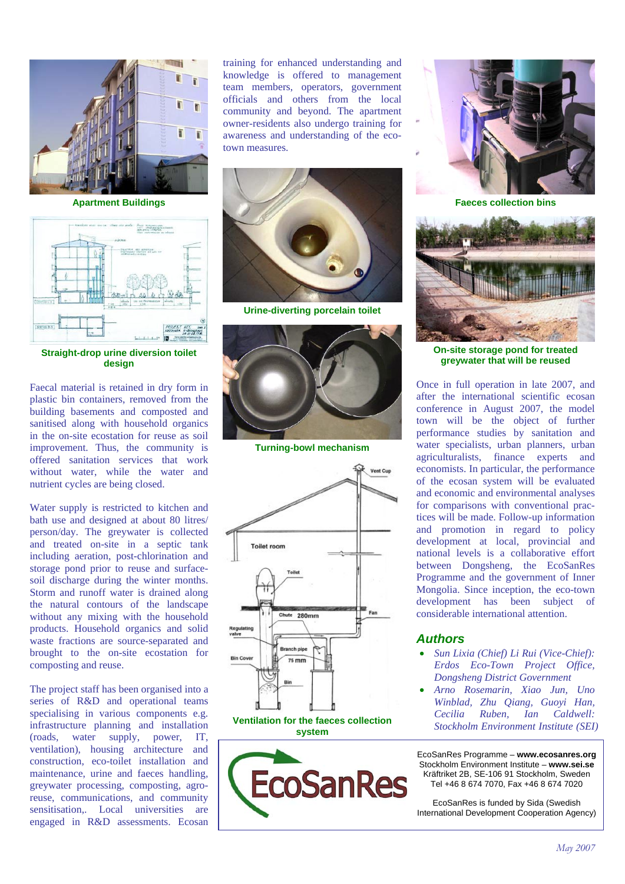Apartment Buildings

Straight-drop urine diversion toilet design

Faecal material is retained in dry form in plastic bin containers, removed from the building basements and composted and sanitised along with household organics in the on-site ecostation for reuse as soil improvement. Thus, the community is offered sanitation services that work without water, while the water and nutrient cycles are being closed.

Water supply is restricted to kitchen and bath use and designed at about 80 litres/ person/day. The greywater is collected and treated on-site in a septic tank including aeration, post-chlorination and storage pond prior to reuse and surface-soil discharge during the winter months. Storm and runoff water is drained along the natural contours of the landscape without any mixing with the household products. Household organics and solid waste fractions are source-separated and brought to the on-site ecostation for composting and reuse.

The project staff has been organised into a series of R&D and operational teams specialising in various components e.g. infrastructure planning and installation (roads, water supply, power, IT, ventilation), housing architecture and construction, eco-toilet installation and maintenance, urine and faeces handling, greywater processing, composting, agro-reuse, communications, and community sensitisation,. Local universities are engaged in R&D assessments. Ecosan training for enhanced understanding and knowledge is offered to management team members, operators, government officials and others from the local community and beyond. The apartment owner-residents also undergo training for awareness and understanding of the eco-town measures.

Urine-diverting porcelain toilet

Turning-bowl mechanism

Vent Cup

Toilet room

Toilet

Chute 280mm

Fan

Regulating valve

Branch pipe

Bin Cover

75 mm

Bin

Ventilation for the faeces collection system

Faeces collection bins

On-site storage pond for treated greywater that will be reused

Once in full operation in late 2007, and after the international scientific ecosan conference in August 2007, the model town will be the object of further performance studies by sanitation and water specialists, urban planners, urban agriculturalists, finance experts and economists. In particular, the performance of the ecosan system will be evaluated and economic and environmental analyses for comparisons with conventional practices will be made. Follow-up information and promotion in regard to policy development at local, provincial and national levels is a collaborative effort between Dongsheng, the EcoSanRes Programme and the government of Inner Mongolia. Since inception, the eco-town development has been subject of considerable international attention.

## Authors

- *Sun Lixia (Chief) Li Rui (Vice-Chief): Erdos Eco-Town Project Office, Dongsheng District Government*
- *Arno Rosemarin, Xiao Jun, Uno Winblad, Zhu Qiang, Guoyi Han, Cecilia Ruben, Ian Caldwell: Stockholm Environment Institute (SEI)*

EcoSanRes

EcoSanRes Programme – **www.ecosanres.org**
Stockholm Environment Institute – **www.sei.se**
Kräftriket 2B, SE-106 91 Stockholm, Sweden
Tel +46 8 674 7070, Fax +46 8 674 7020

EcoSanRes is funded by Sida (Swedish International Development Cooperation Agency)

*May 2007*